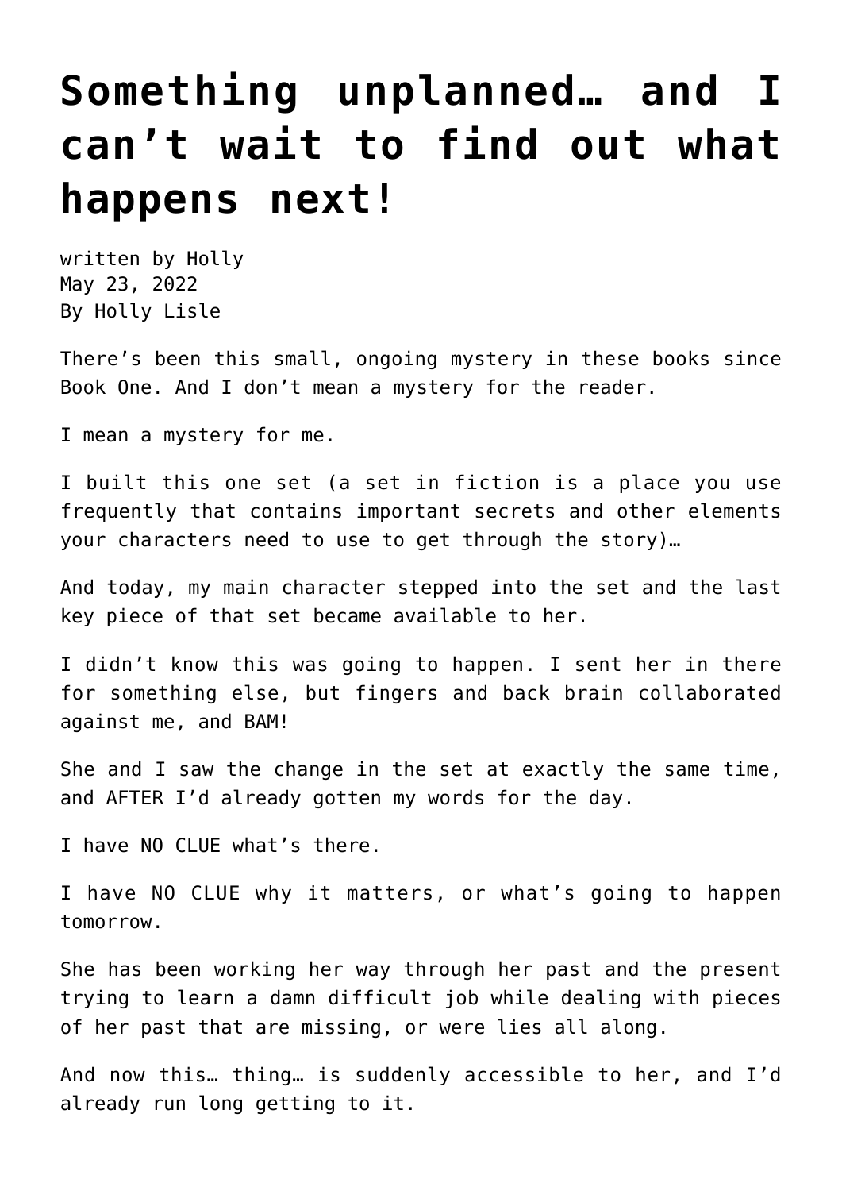# Something unplanned… and I can't wait to find out what happens next!

written by Holly
May 23, 2022
By Holly Lisle

There's been this small, ongoing mystery in these books since Book One. And I don't mean a mystery for the reader.

I mean a mystery for me.

I built this one set (a set in fiction is a place you use frequently that contains important secrets and other elements your characters need to use to get through the story)…

And today, my main character stepped into the set and the last key piece of that set became available to her.

I didn't know this was going to happen. I sent her in there for something else, but fingers and back brain collaborated against me, and BAM!

She and I saw the change in the set at exactly the same time, and AFTER I'd already gotten my words for the day.

I have NO CLUE what's there.

I have NO CLUE why it matters, or what's going to happen tomorrow.

She has been working her way through her past and the present trying to learn a damn difficult job while dealing with pieces of her past that are missing, or were lies all along.

And now this… thing… is suddenly accessible to her, and I'd already run long getting to it.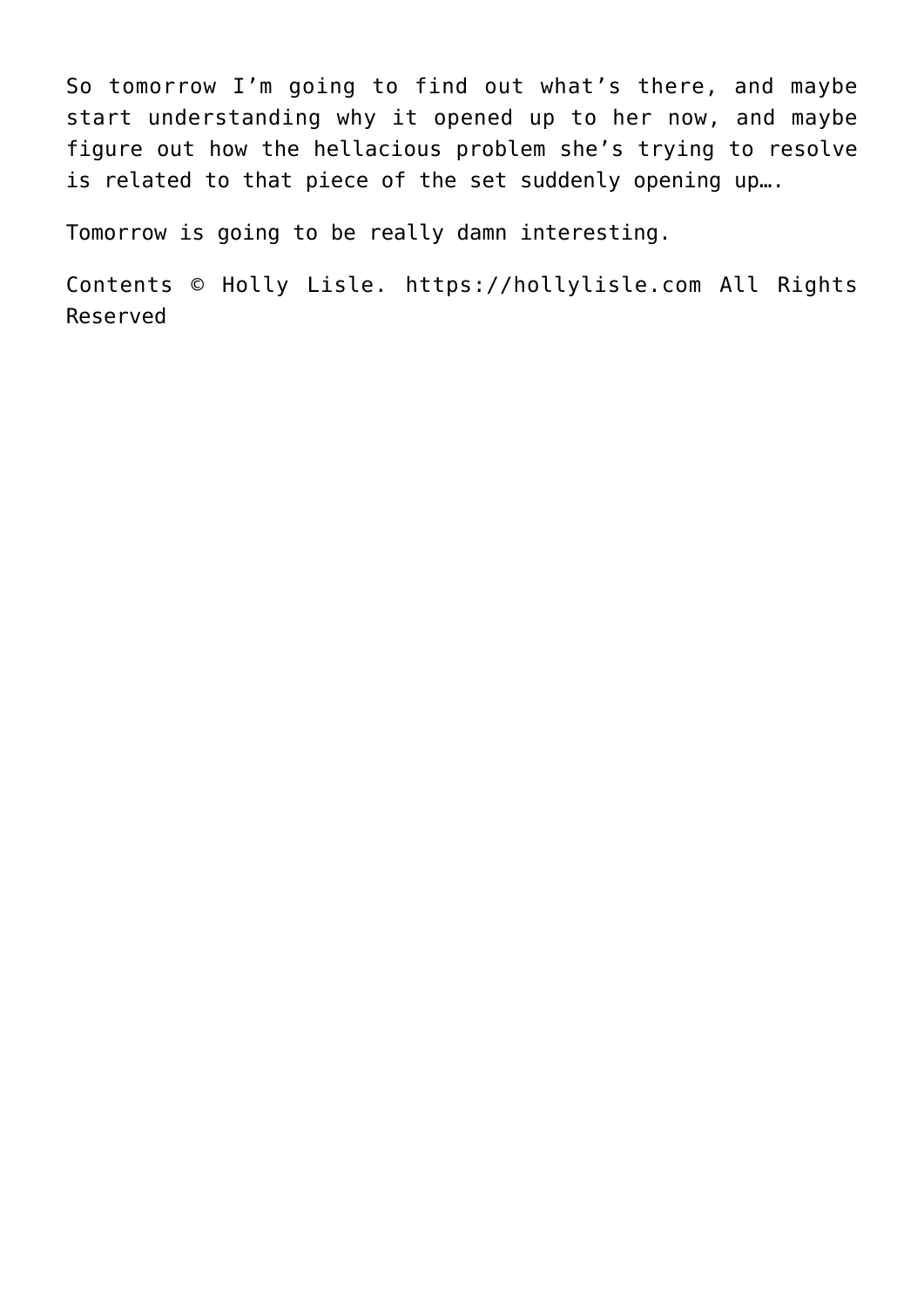So tomorrow I'm going to find out what's there, and maybe start understanding why it opened up to her now, and maybe figure out how the hellacious problem she's trying to resolve is related to that piece of the set suddenly opening up….

Tomorrow is going to be really damn interesting.

Contents © Holly Lisle. https://hollylisle.com All Rights Reserved